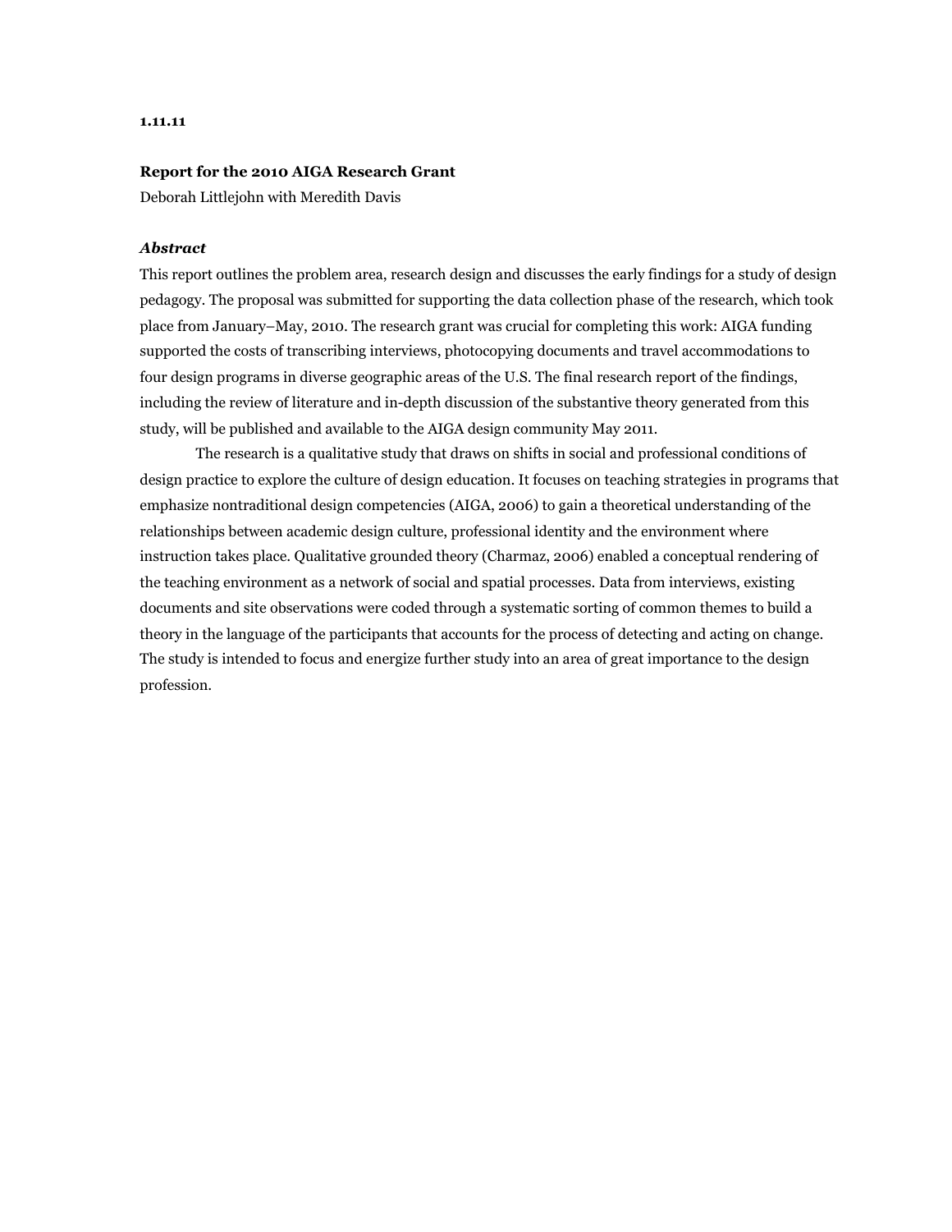**1.11.11**

**Report for the 2010 AIGA Research Grant**

Deborah Littlejohn with Meredith Davis

***Abstract***

This report outlines the problem area, research design and discusses the early findings for a study of design pedagogy. The proposal was submitted for supporting the data collection phase of the research, which took place from January–May, 2010. The research grant was crucial for completing this work: AIGA funding supported the costs of transcribing interviews, photocopying documents and travel accommodations to four design programs in diverse geographic areas of the U.S. The final research report of the findings, including the review of literature and in-depth discussion of the substantive theory generated from this study, will be published and available to the AIGA design community May 2011.

The research is a qualitative study that draws on shifts in social and professional conditions of design practice to explore the culture of design education. It focuses on teaching strategies in programs that emphasize nontraditional design competencies (AIGA, 2006) to gain a theoretical understanding of the relationships between academic design culture, professional identity and the environment where instruction takes place. Qualitative grounded theory (Charmaz, 2006) enabled a conceptual rendering of the teaching environment as a network of social and spatial processes. Data from interviews, existing documents and site observations were coded through a systematic sorting of common themes to build a theory in the language of the participants that accounts for the process of detecting and acting on change. The study is intended to focus and energize further study into an area of great importance to the design profession.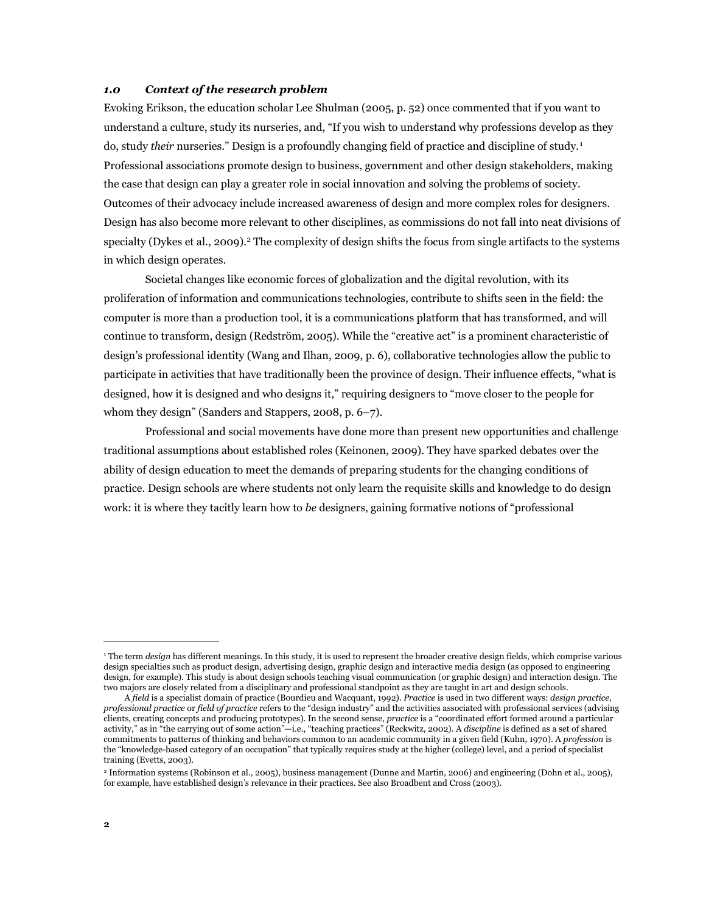### *1.0 Context of the research problem*

Evoking Erikson, the education scholar Lee Shulman (2005, p. 52) once commented that if you want to understand a culture, study its nurseries, and, "If you wish to understand why professions develop as they do, study *their* nurseries." Design is a profoundly changing field of practice and discipline of study.[1] Professional associations promote design to business, government and other design stakeholders, making the case that design can play a greater role in social innovation and solving the problems of society. Outcomes of their advocacy include increased awareness of design and more complex roles for designers. Design has also become more relevant to other disciplines, as commissions do not fall into neat divisions of specialty (Dykes et al., 2009).[2] The complexity of design shifts the focus from single artifacts to the systems in which design operates.

Societal changes like economic forces of globalization and the digital revolution, with its proliferation of information and communications technologies, contribute to shifts seen in the field: the computer is more than a production tool, it is a communications platform that has transformed, and will continue to transform, design (Redström, 2005). While the "creative act" is a prominent characteristic of design's professional identity (Wang and Ilhan, 2009, p. 6), collaborative technologies allow the public to participate in activities that have traditionally been the province of design. Their influence effects, "what is designed, how it is designed and who designs it," requiring designers to "move closer to the people for whom they design" (Sanders and Stappers, 2008, p. 6–7).

Professional and social movements have done more than present new opportunities and challenge traditional assumptions about established roles (Keinonen, 2009). They have sparked debates over the ability of design education to meet the demands of preparing students for the changing conditions of practice. Design schools are where students not only learn the requisite skills and knowledge to do design work: it is where they tacitly learn how to *be* designers, gaining formative notions of "professional

---

[1] The term *design* has different meanings. In this study, it is used to represent the broader creative design fields, which comprise various design specialties such as product design, advertising design, graphic design and interactive media design (as opposed to engineering design, for example). This study is about design schools teaching visual communication (or graphic design) and interaction design. The two majors are closely related from a disciplinary and professional standpoint as they are taught in art and design schools.

A *field* is a specialist domain of practice (Bourdieu and Wacquant, 1992). *Practice* is used in two different ways: *design practice*, *professional practice* or *field of practice* refers to the "design industry" and the activities associated with professional services (advising clients, creating concepts and producing prototypes). In the second sense, *practice* is a "coordinated effort formed around a particular activity," as in "the carrying out of some action"—i.e., "teaching practices" (Reckwitz, 2002). A *discipline* is defined as a set of shared commitments to patterns of thinking and behaviors common to an academic community in a given field (Kuhn, 1970). A *profession* is the "knowledge-based category of an occupation" that typically requires study at the higher (college) level, and a period of specialist training (Evetts, 2003).

[2] Information systems (Robinson et al., 2005), business management (Dunne and Martin, 2006) and engineering (Dohn et al., 2005), for example, have established design's relevance in their practices. See also Broadbent and Cross (2003).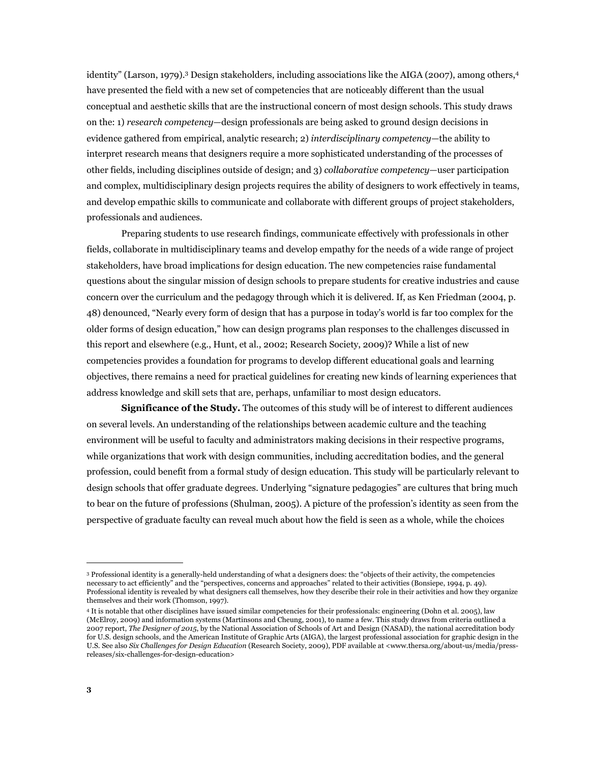identity" (Larson, 1979).[3] Design stakeholders, including associations like the AIGA (2007), among others,[4] have presented the field with a new set of competencies that are noticeably different than the usual conceptual and aesthetic skills that are the instructional concern of most design schools. This study draws on the: 1) *research competency*—design professionals are being asked to ground design decisions in evidence gathered from empirical, analytic research; 2) *interdisciplinary competency*—the ability to interpret research means that designers require a more sophisticated understanding of the processes of other fields, including disciplines outside of design; and 3) *collaborative competency*—user participation and complex, multidisciplinary design projects requires the ability of designers to work effectively in teams, and develop empathic skills to communicate and collaborate with different groups of project stakeholders, professionals and audiences.

Preparing students to use research findings, communicate effectively with professionals in other fields, collaborate in multidisciplinary teams and develop empathy for the needs of a wide range of project stakeholders, have broad implications for design education. The new competencies raise fundamental questions about the singular mission of design schools to prepare students for creative industries and cause concern over the curriculum and the pedagogy through which it is delivered. If, as Ken Friedman (2004, p. 48) denounced, "Nearly every form of design that has a purpose in today's world is far too complex for the older forms of design education," how can design programs plan responses to the challenges discussed in this report and elsewhere (e.g., Hunt, et al., 2002; Research Society, 2009)? While a list of new competencies provides a foundation for programs to develop different educational goals and learning objectives, there remains a need for practical guidelines for creating new kinds of learning experiences that address knowledge and skill sets that are, perhaps, unfamiliar to most design educators.

**Significance of the Study.** The outcomes of this study will be of interest to different audiences on several levels. An understanding of the relationships between academic culture and the teaching environment will be useful to faculty and administrators making decisions in their respective programs, while organizations that work with design communities, including accreditation bodies, and the general profession, could benefit from a formal study of design education. This study will be particularly relevant to design schools that offer graduate degrees. Underlying "signature pedagogies" are cultures that bring much to bear on the future of professions (Shulman, 2005). A picture of the profession's identity as seen from the perspective of graduate faculty can reveal much about how the field is seen as a whole, while the choices

---

[3] Professional identity is a generally-held understanding of what a designers does: the "objects of their activity, the competencies necessary to act efficiently" and the "perspectives, concerns and approaches" related to their activities (Bonsiepe, 1994, p. 49). Professional identity is revealed by what designers call themselves, how they describe their role in their activities and how they organize themselves and their work (Thomson, 1997).

[4] It is notable that other disciplines have issued similar competencies for their professionals: engineering (Dohn et al. 2005), law (McElroy, 2009) and information systems (Martinsons and Cheung, 2001), to name a few. This study draws from criteria outlined a 2007 report, *The Designer of 2015*, by the National Association of Schools of Art and Design (NASAD), the national accreditation body for U.S. design schools, and the American Institute of Graphic Arts (AIGA), the largest professional association for graphic design in the U.S. See also *Six Challenges for Design Education* (Research Society, 2009), PDF available at <www.thersa.org/about-us/media/press-releases/six-challenges-for-design-education>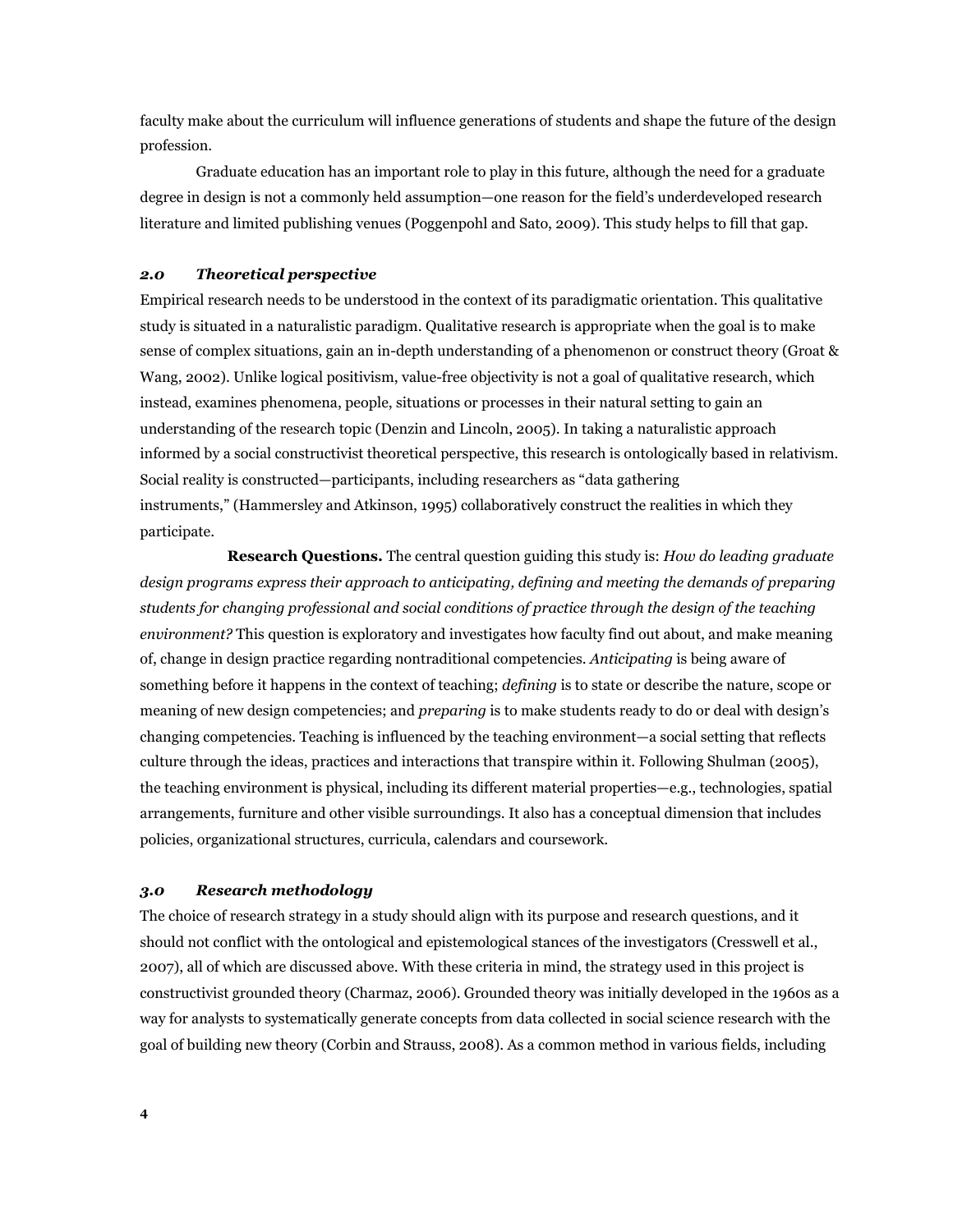faculty make about the curriculum will influence generations of students and shape the future of the design profession.

Graduate education has an important role to play in this future, although the need for a graduate degree in design is not a commonly held assumption—one reason for the field's underdeveloped research literature and limited publishing venues (Poggenpohl and Sato, 2009). This study helps to fill that gap.

## *2.0 Theoretical perspective*

Empirical research needs to be understood in the context of its paradigmatic orientation. This qualitative study is situated in a naturalistic paradigm. Qualitative research is appropriate when the goal is to make sense of complex situations, gain an in-depth understanding of a phenomenon or construct theory (Groat & Wang, 2002). Unlike logical positivism, value-free objectivity is not a goal of qualitative research, which instead, examines phenomena, people, situations or processes in their natural setting to gain an understanding of the research topic (Denzin and Lincoln, 2005). In taking a naturalistic approach informed by a social constructivist theoretical perspective, this research is ontologically based in relativism. Social reality is constructed—participants, including researchers as "data gathering instruments," (Hammersley and Atkinson, 1995) collaboratively construct the realities in which they participate.

**Research Questions.** The central question guiding this study is: *How do leading graduate design programs express their approach to anticipating, defining and meeting the demands of preparing students for changing professional and social conditions of practice through the design of the teaching environment?* This question is exploratory and investigates how faculty find out about, and make meaning of, change in design practice regarding nontraditional competencies. *Anticipating* is being aware of something before it happens in the context of teaching; *defining* is to state or describe the nature, scope or meaning of new design competencies; and *preparing* is to make students ready to do or deal with design's changing competencies. Teaching is influenced by the teaching environment—a social setting that reflects culture through the ideas, practices and interactions that transpire within it. Following Shulman (2005), the teaching environment is physical, including its different material properties—e.g., technologies, spatial arrangements, furniture and other visible surroundings. It also has a conceptual dimension that includes policies, organizational structures, curricula, calendars and coursework.

## *3.0 Research methodology*

The choice of research strategy in a study should align with its purpose and research questions, and it should not conflict with the ontological and epistemological stances of the investigators (Cresswell et al., 2007), all of which are discussed above. With these criteria in mind, the strategy used in this project is constructivist grounded theory (Charmaz, 2006). Grounded theory was initially developed in the 1960s as a way for analysts to systematically generate concepts from data collected in social science research with the goal of building new theory (Corbin and Strauss, 2008). As a common method in various fields, including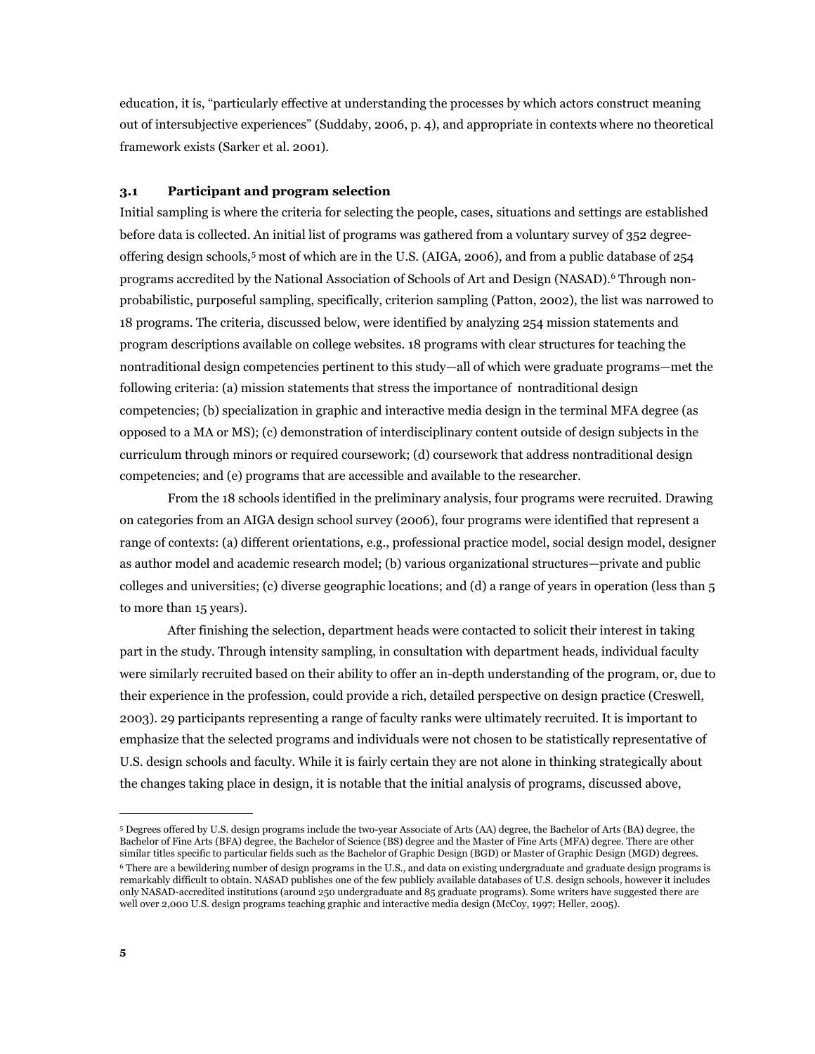education, it is, "particularly effective at understanding the processes by which actors construct meaning out of intersubjective experiences" (Suddaby, 2006, p. 4), and appropriate in contexts where no theoretical framework exists (Sarker et al. 2001).

### 3.1 Participant and program selection

Initial sampling is where the criteria for selecting the people, cases, situations and settings are established before data is collected. An initial list of programs was gathered from a voluntary survey of 352 degree-offering design schools,[5] most of which are in the U.S. (AIGA, 2006), and from a public database of 254 programs accredited by the National Association of Schools of Art and Design (NASAD).[6] Through non-probabilistic, purposeful sampling, specifically, criterion sampling (Patton, 2002), the list was narrowed to 18 programs. The criteria, discussed below, were identified by analyzing 254 mission statements and program descriptions available on college websites. 18 programs with clear structures for teaching the nontraditional design competencies pertinent to this study—all of which were graduate programs—met the following criteria: (a) mission statements that stress the importance of nontraditional design competencies; (b) specialization in graphic and interactive media design in the terminal MFA degree (as opposed to a MA or MS); (c) demonstration of interdisciplinary content outside of design subjects in the curriculum through minors or required coursework; (d) coursework that address nontraditional design competencies; and (e) programs that are accessible and available to the researcher.

From the 18 schools identified in the preliminary analysis, four programs were recruited. Drawing on categories from an AIGA design school survey (2006), four programs were identified that represent a range of contexts: (a) different orientations, e.g., professional practice model, social design model, designer as author model and academic research model; (b) various organizational structures—private and public colleges and universities; (c) diverse geographic locations; and (d) a range of years in operation (less than 5 to more than 15 years).

After finishing the selection, department heads were contacted to solicit their interest in taking part in the study. Through intensity sampling, in consultation with department heads, individual faculty were similarly recruited based on their ability to offer an in-depth understanding of the program, or, due to their experience in the profession, could provide a rich, detailed perspective on design practice (Creswell, 2003). 29 participants representing a range of faculty ranks were ultimately recruited. It is important to emphasize that the selected programs and individuals were not chosen to be statistically representative of U.S. design schools and faculty. While it is fairly certain they are not alone in thinking strategically about the changes taking place in design, it is notable that the initial analysis of programs, discussed above,

---

[5] Degrees offered by U.S. design programs include the two-year Associate of Arts (AA) degree, the Bachelor of Arts (BA) degree, the Bachelor of Fine Arts (BFA) degree, the Bachelor of Science (BS) degree and the Master of Fine Arts (MFA) degree. There are other similar titles specific to particular fields such as the Bachelor of Graphic Design (BGD) or Master of Graphic Design (MGD) degrees.

[6] There are a bewildering number of design programs in the U.S., and data on existing undergraduate and graduate design programs is remarkably difficult to obtain. NASAD publishes one of the few publicly available databases of U.S. design schools, however it includes only NASAD-accredited institutions (around 250 undergraduate and 85 graduate programs). Some writers have suggested there are well over 2,000 U.S. design programs teaching graphic and interactive media design (McCoy, 1997; Heller, 2005).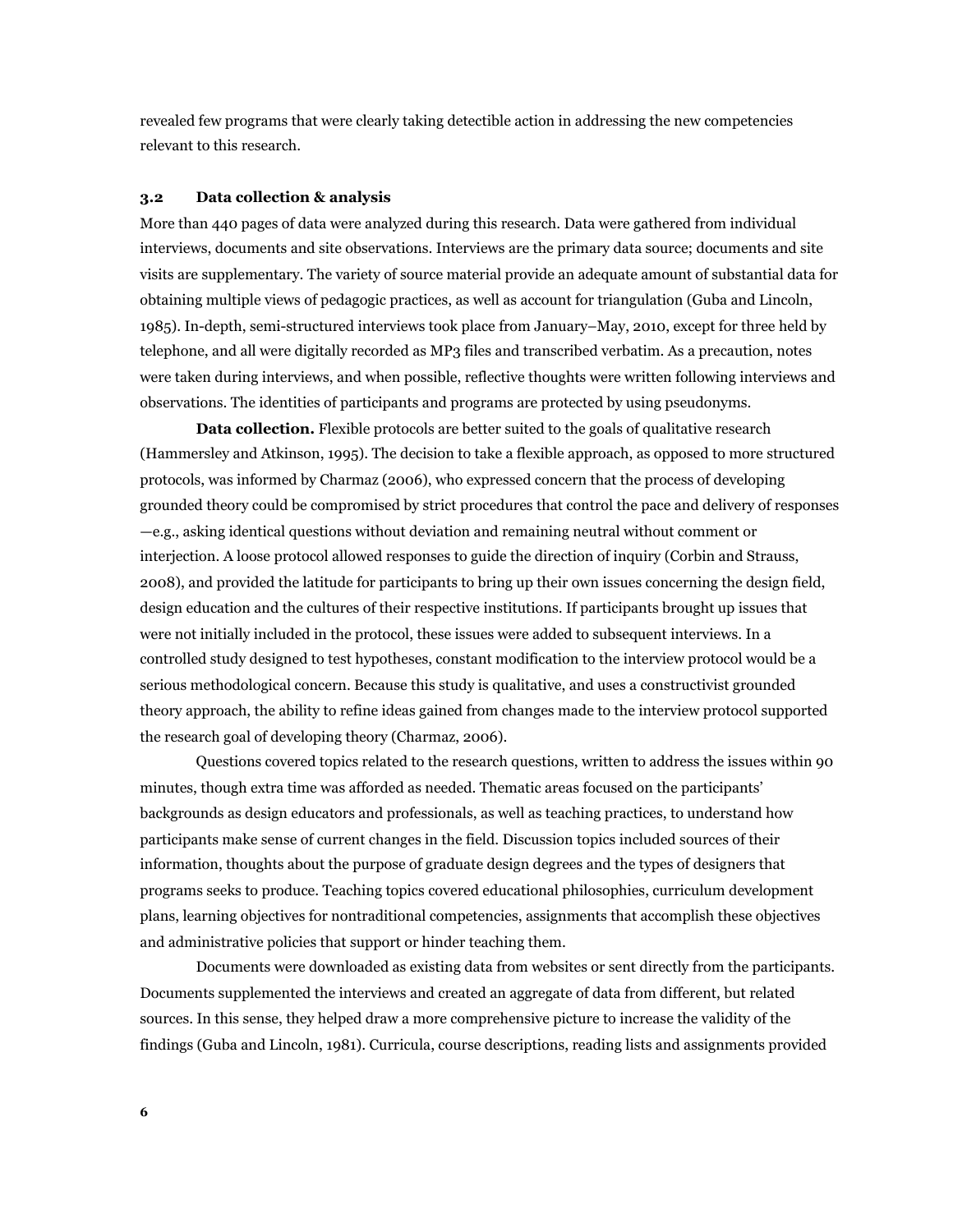revealed few programs that were clearly taking detectible action in addressing the new competencies relevant to this research.

### 3.2 Data collection & analysis

More than 440 pages of data were analyzed during this research. Data were gathered from individual interviews, documents and site observations. Interviews are the primary data source; documents and site visits are supplementary. The variety of source material provide an adequate amount of substantial data for obtaining multiple views of pedagogic practices, as well as account for triangulation (Guba and Lincoln, 1985). In-depth, semi-structured interviews took place from January–May, 2010, except for three held by telephone, and all were digitally recorded as MP3 files and transcribed verbatim. As a precaution, notes were taken during interviews, and when possible, reflective thoughts were written following interviews and observations. The identities of participants and programs are protected by using pseudonyms.

**Data collection.** Flexible protocols are better suited to the goals of qualitative research (Hammersley and Atkinson, 1995). The decision to take a flexible approach, as opposed to more structured protocols, was informed by Charmaz (2006), who expressed concern that the process of developing grounded theory could be compromised by strict procedures that control the pace and delivery of responses —e.g., asking identical questions without deviation and remaining neutral without comment or interjection. A loose protocol allowed responses to guide the direction of inquiry (Corbin and Strauss, 2008), and provided the latitude for participants to bring up their own issues concerning the design field, design education and the cultures of their respective institutions. If participants brought up issues that were not initially included in the protocol, these issues were added to subsequent interviews. In a controlled study designed to test hypotheses, constant modification to the interview protocol would be a serious methodological concern. Because this study is qualitative, and uses a constructivist grounded theory approach, the ability to refine ideas gained from changes made to the interview protocol supported the research goal of developing theory (Charmaz, 2006).

Questions covered topics related to the research questions, written to address the issues within 90 minutes, though extra time was afforded as needed. Thematic areas focused on the participants' backgrounds as design educators and professionals, as well as teaching practices, to understand how participants make sense of current changes in the field. Discussion topics included sources of their information, thoughts about the purpose of graduate design degrees and the types of designers that programs seeks to produce. Teaching topics covered educational philosophies, curriculum development plans, learning objectives for nontraditional competencies, assignments that accomplish these objectives and administrative policies that support or hinder teaching them.

Documents were downloaded as existing data from websites or sent directly from the participants. Documents supplemented the interviews and created an aggregate of data from different, but related sources. In this sense, they helped draw a more comprehensive picture to increase the validity of the findings (Guba and Lincoln, 1981). Curricula, course descriptions, reading lists and assignments provided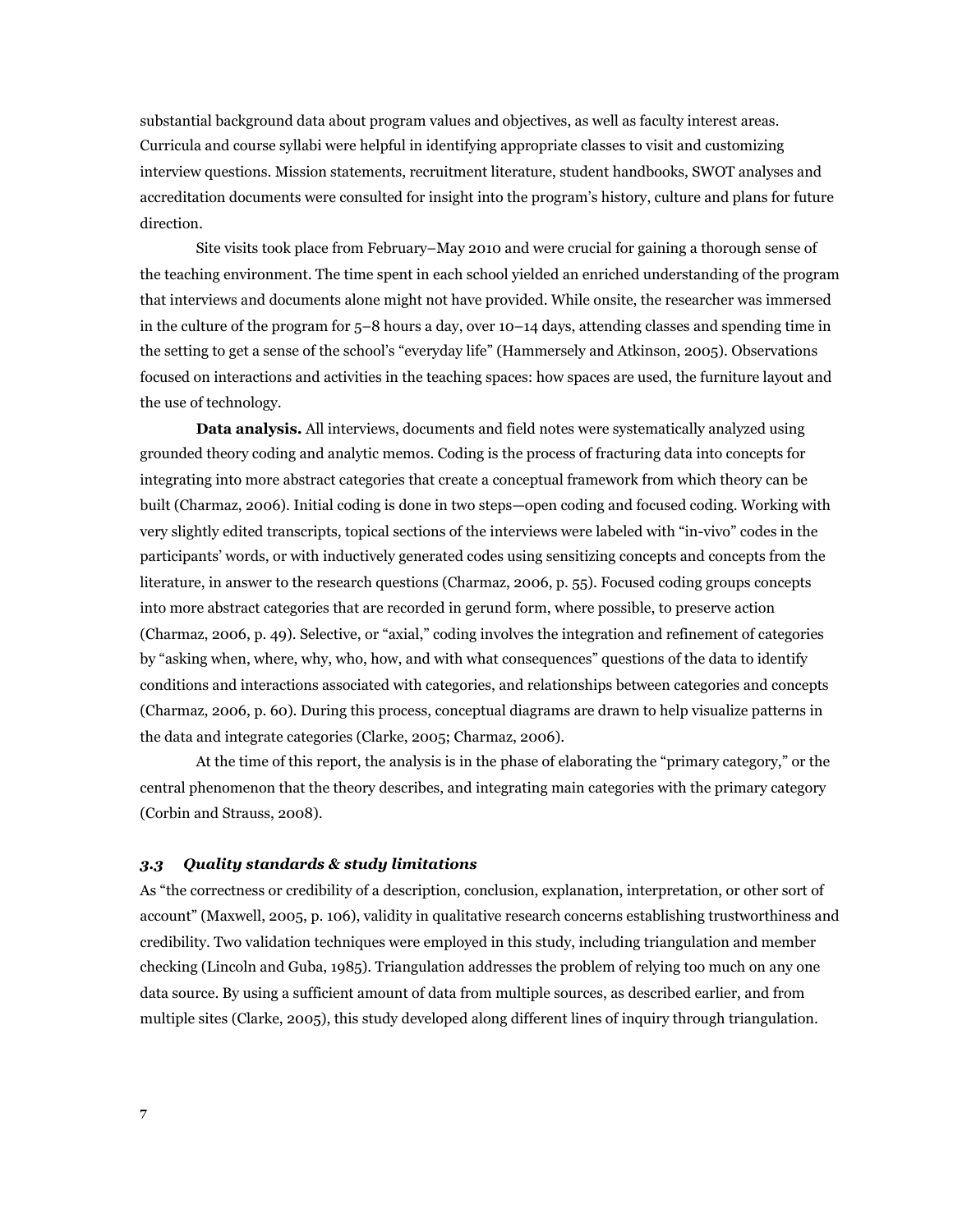substantial background data about program values and objectives, as well as faculty interest areas. Curricula and course syllabi were helpful in identifying appropriate classes to visit and customizing interview questions. Mission statements, recruitment literature, student handbooks, SWOT analyses and accreditation documents were consulted for insight into the program's history, culture and plans for future direction.

Site visits took place from February–May 2010 and were crucial for gaining a thorough sense of the teaching environment. The time spent in each school yielded an enriched understanding of the program that interviews and documents alone might not have provided. While onsite, the researcher was immersed in the culture of the program for 5–8 hours a day, over 10–14 days, attending classes and spending time in the setting to get a sense of the school's "everyday life" (Hammersely and Atkinson, 2005). Observations focused on interactions and activities in the teaching spaces: how spaces are used, the furniture layout and the use of technology.

**Data analysis.** All interviews, documents and field notes were systematically analyzed using grounded theory coding and analytic memos. Coding is the process of fracturing data into concepts for integrating into more abstract categories that create a conceptual framework from which theory can be built (Charmaz, 2006). Initial coding is done in two steps—open coding and focused coding. Working with very slightly edited transcripts, topical sections of the interviews were labeled with "in-vivo" codes in the participants' words, or with inductively generated codes using sensitizing concepts and concepts from the literature, in answer to the research questions (Charmaz, 2006, p. 55). Focused coding groups concepts into more abstract categories that are recorded in gerund form, where possible, to preserve action (Charmaz, 2006, p. 49). Selective, or "axial," coding involves the integration and refinement of categories by "asking when, where, why, who, how, and with what consequences" questions of the data to identify conditions and interactions associated with categories, and relationships between categories and concepts (Charmaz, 2006, p. 60). During this process, conceptual diagrams are drawn to help visualize patterns in the data and integrate categories (Clarke, 2005; Charmaz, 2006).

At the time of this report, the analysis is in the phase of elaborating the "primary category," or the central phenomenon that the theory describes, and integrating main categories with the primary category (Corbin and Strauss, 2008).

### *3.3 Quality standards & study limitations*

As "the correctness or credibility of a description, conclusion, explanation, interpretation, or other sort of account" (Maxwell, 2005, p. 106), validity in qualitative research concerns establishing trustworthiness and credibility. Two validation techniques were employed in this study, including triangulation and member checking (Lincoln and Guba, 1985). Triangulation addresses the problem of relying too much on any one data source. By using a sufficient amount of data from multiple sources, as described earlier, and from multiple sites (Clarke, 2005), this study developed along different lines of inquiry through triangulation.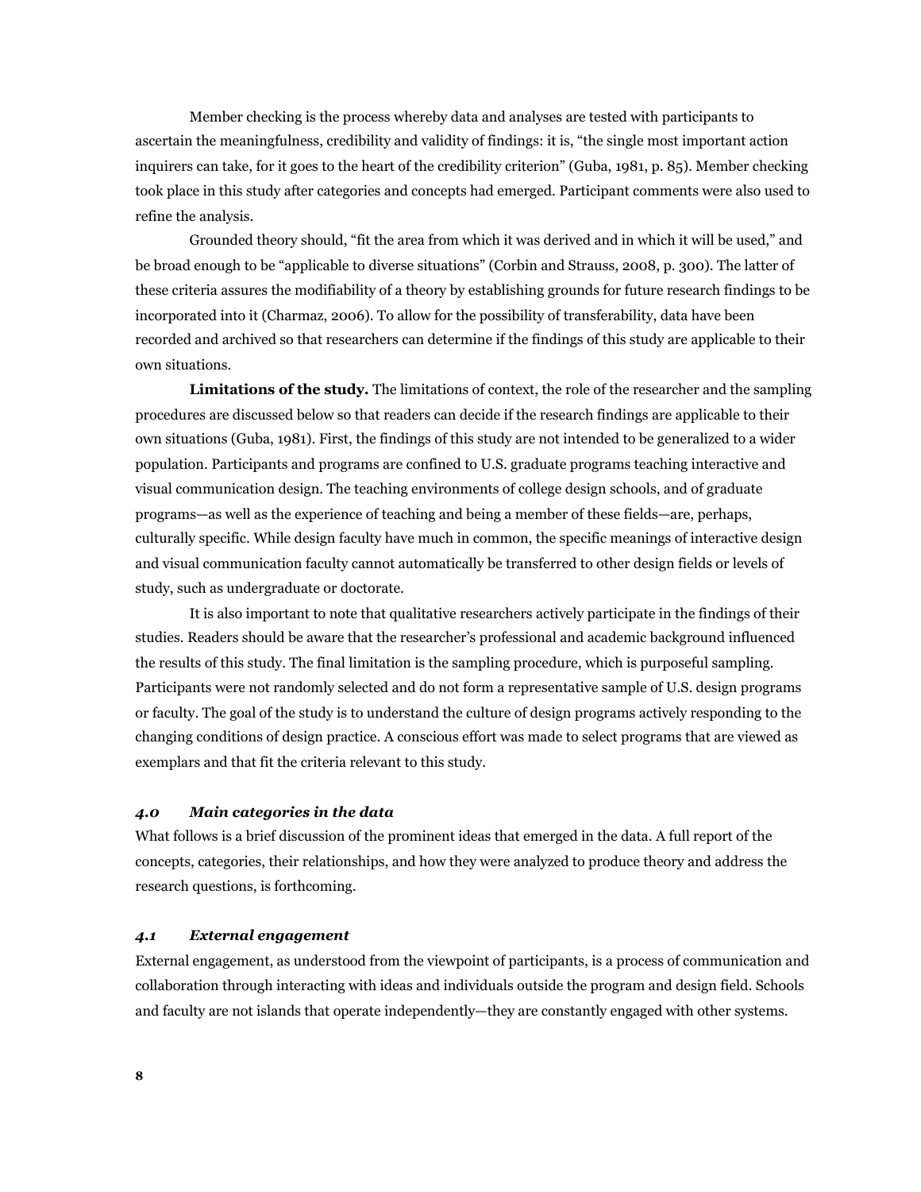Member checking is the process whereby data and analyses are tested with participants to ascertain the meaningfulness, credibility and validity of findings: it is, "the single most important action inquirers can take, for it goes to the heart of the credibility criterion" (Guba, 1981, p. 85). Member checking took place in this study after categories and concepts had emerged. Participant comments were also used to refine the analysis.

Grounded theory should, "fit the area from which it was derived and in which it will be used," and be broad enough to be "applicable to diverse situations" (Corbin and Strauss, 2008, p. 300). The latter of these criteria assures the modifiability of a theory by establishing grounds for future research findings to be incorporated into it (Charmaz, 2006). To allow for the possibility of transferability, data have been recorded and archived so that researchers can determine if the findings of this study are applicable to their own situations.

**Limitations of the study.** The limitations of context, the role of the researcher and the sampling procedures are discussed below so that readers can decide if the research findings are applicable to their own situations (Guba, 1981). First, the findings of this study are not intended to be generalized to a wider population. Participants and programs are confined to U.S. graduate programs teaching interactive and visual communication design. The teaching environments of college design schools, and of graduate programs—as well as the experience of teaching and being a member of these fields—are, perhaps, culturally specific. While design faculty have much in common, the specific meanings of interactive design and visual communication faculty cannot automatically be transferred to other design fields or levels of study, such as undergraduate or doctorate.

It is also important to note that qualitative researchers actively participate in the findings of their studies. Readers should be aware that the researcher's professional and academic background influenced the results of this study. The final limitation is the sampling procedure, which is purposeful sampling. Participants were not randomly selected and do not form a representative sample of U.S. design programs or faculty. The goal of the study is to understand the culture of design programs actively responding to the changing conditions of design practice. A conscious effort was made to select programs that are viewed as exemplars and that fit the criteria relevant to this study.

### *4.0 Main categories in the data*

What follows is a brief discussion of the prominent ideas that emerged in the data. A full report of the concepts, categories, their relationships, and how they were analyzed to produce theory and address the research questions, is forthcoming.

### *4.1 External engagement*

External engagement, as understood from the viewpoint of participants, is a process of communication and collaboration through interacting with ideas and individuals outside the program and design field. Schools and faculty are not islands that operate independently—they are constantly engaged with other systems.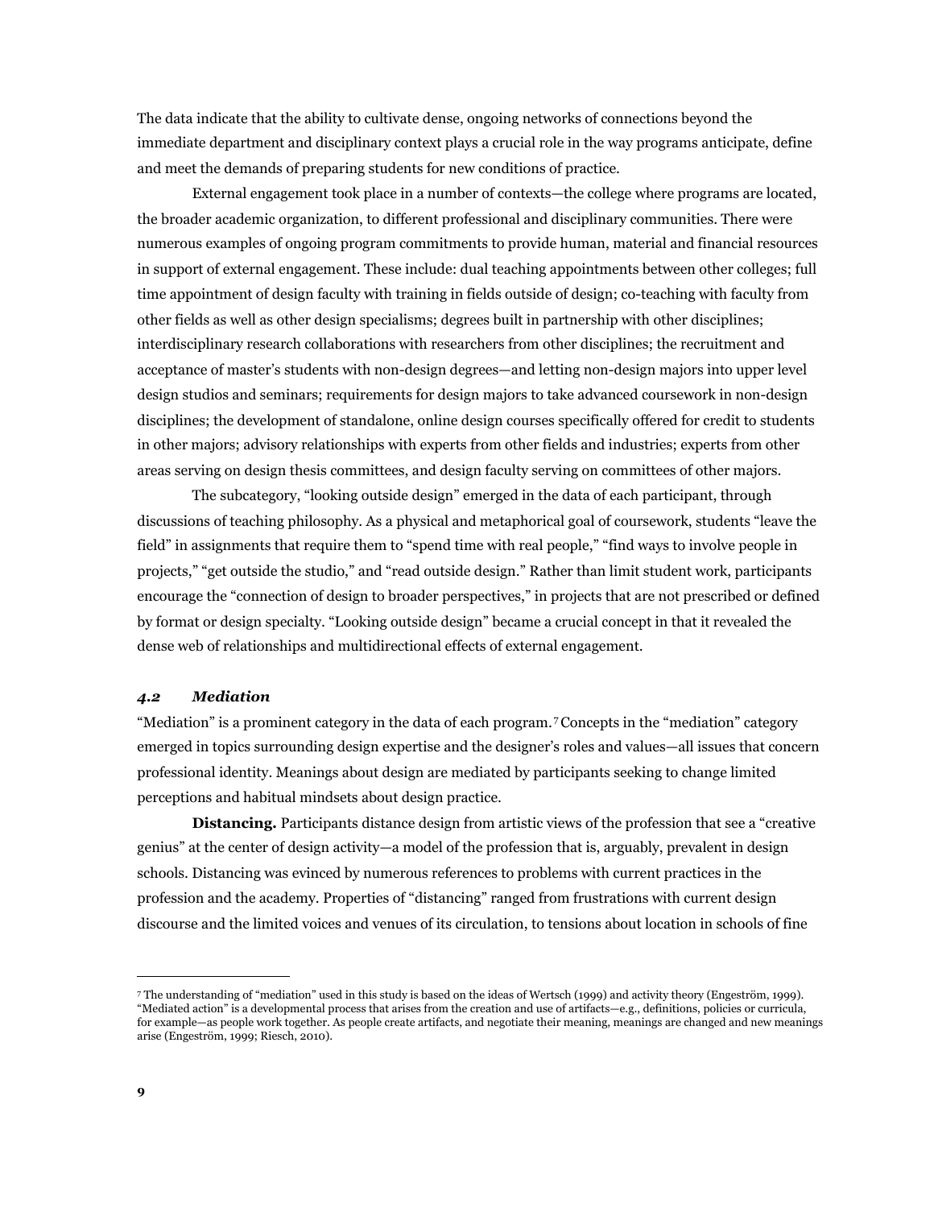The data indicate that the ability to cultivate dense, ongoing networks of connections beyond the immediate department and disciplinary context plays a crucial role in the way programs anticipate, define and meet the demands of preparing students for new conditions of practice.

External engagement took place in a number of contexts—the college where programs are located, the broader academic organization, to different professional and disciplinary communities. There were numerous examples of ongoing program commitments to provide human, material and financial resources in support of external engagement. These include: dual teaching appointments between other colleges; full time appointment of design faculty with training in fields outside of design; co-teaching with faculty from other fields as well as other design specialisms; degrees built in partnership with other disciplines; interdisciplinary research collaborations with researchers from other disciplines; the recruitment and acceptance of master's students with non-design degrees—and letting non-design majors into upper level design studios and seminars; requirements for design majors to take advanced coursework in non-design disciplines; the development of standalone, online design courses specifically offered for credit to students in other majors; advisory relationships with experts from other fields and industries; experts from other areas serving on design thesis committees, and design faculty serving on committees of other majors.

The subcategory, "looking outside design" emerged in the data of each participant, through discussions of teaching philosophy. As a physical and metaphorical goal of coursework, students "leave the field" in assignments that require them to "spend time with real people," "find ways to involve people in projects," "get outside the studio," and "read outside design." Rather than limit student work, participants encourage the "connection of design to broader perspectives," in projects that are not prescribed or defined by format or design specialty. "Looking outside design" became a crucial concept in that it revealed the dense web of relationships and multidirectional effects of external engagement.

### *4.2 Mediation*

"Mediation" is a prominent category in the data of each program.[7] Concepts in the "mediation" category emerged in topics surrounding design expertise and the designer's roles and values—all issues that concern professional identity. Meanings about design are mediated by participants seeking to change limited perceptions and habitual mindsets about design practice.

**Distancing.** Participants distance design from artistic views of the profession that see a "creative genius" at the center of design activity—a model of the profession that is, arguably, prevalent in design schools. Distancing was evinced by numerous references to problems with current practices in the profession and the academy. Properties of "distancing" ranged from frustrations with current design discourse and the limited voices and venues of its circulation, to tensions about location in schools of fine

[7] The understanding of "mediation" used in this study is based on the ideas of Wertsch (1999) and activity theory (Engeström, 1999). "Mediated action" is a developmental process that arises from the creation and use of artifacts—e.g., definitions, policies or curricula, for example—as people work together. As people create artifacts, and negotiate their meaning, meanings are changed and new meanings arise (Engeström, 1999; Riesch, 2010).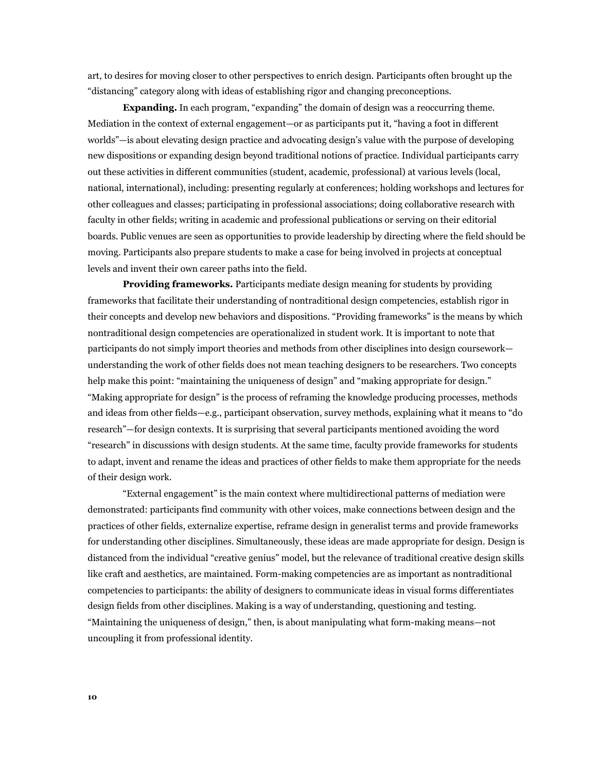art, to desires for moving closer to other perspectives to enrich design. Participants often brought up the "distancing" category along with ideas of establishing rigor and changing preconceptions.

**Expanding.** In each program, "expanding" the domain of design was a reoccurring theme. Mediation in the context of external engagement—or as participants put it, "having a foot in different worlds"—is about elevating design practice and advocating design's value with the purpose of developing new dispositions or expanding design beyond traditional notions of practice. Individual participants carry out these activities in different communities (student, academic, professional) at various levels (local, national, international), including: presenting regularly at conferences; holding workshops and lectures for other colleagues and classes; participating in professional associations; doing collaborative research with faculty in other fields; writing in academic and professional publications or serving on their editorial boards. Public venues are seen as opportunities to provide leadership by directing where the field should be moving. Participants also prepare students to make a case for being involved in projects at conceptual levels and invent their own career paths into the field.

**Providing frameworks.** Participants mediate design meaning for students by providing frameworks that facilitate their understanding of nontraditional design competencies, establish rigor in their concepts and develop new behaviors and dispositions. "Providing frameworks" is the means by which nontraditional design competencies are operationalized in student work. It is important to note that participants do not simply import theories and methods from other disciplines into design coursework—understanding the work of other fields does not mean teaching designers to be researchers. Two concepts help make this point: "maintaining the uniqueness of design" and "making appropriate for design." "Making appropriate for design" is the process of reframing the knowledge producing processes, methods and ideas from other fields—e.g., participant observation, survey methods, explaining what it means to "do research"—for design contexts. It is surprising that several participants mentioned avoiding the word "research" in discussions with design students. At the same time, faculty provide frameworks for students to adapt, invent and rename the ideas and practices of other fields to make them appropriate for the needs of their design work.

"External engagement" is the main context where multidirectional patterns of mediation were demonstrated: participants find community with other voices, make connections between design and the practices of other fields, externalize expertise, reframe design in generalist terms and provide frameworks for understanding other disciplines. Simultaneously, these ideas are made appropriate for design. Design is distanced from the individual "creative genius" model, but the relevance of traditional creative design skills like craft and aesthetics, are maintained. Form-making competencies are as important as nontraditional competencies to participants: the ability of designers to communicate ideas in visual forms differentiates design fields from other disciplines. Making is a way of understanding, questioning and testing. "Maintaining the uniqueness of design," then, is about manipulating what form-making means—not uncoupling it from professional identity.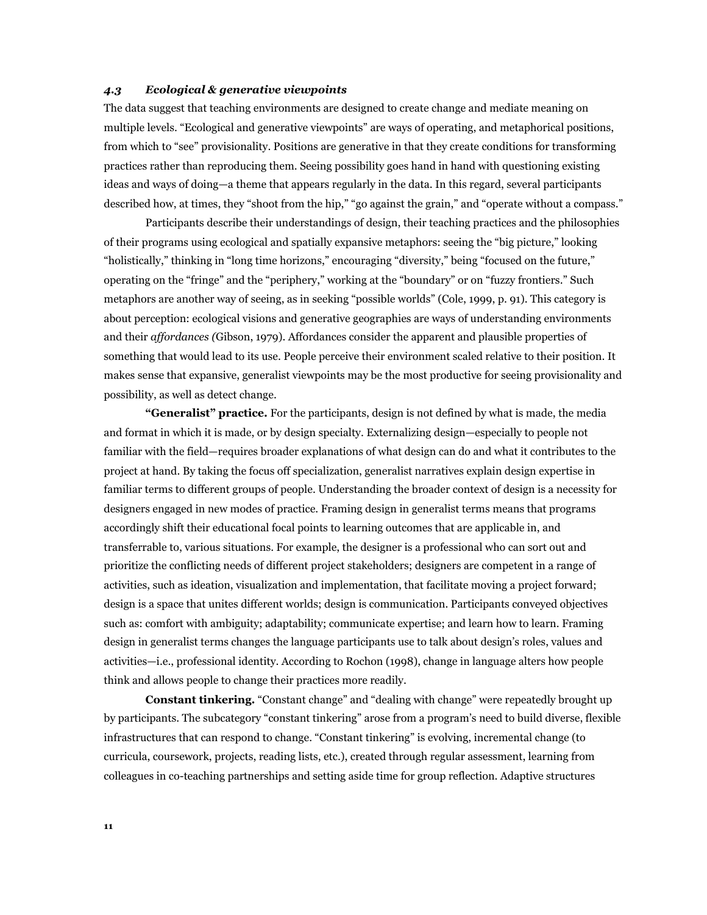### *4.3 Ecological & generative viewpoints*

The data suggest that teaching environments are designed to create change and mediate meaning on multiple levels. "Ecological and generative viewpoints" are ways of operating, and metaphorical positions, from which to "see" provisionality. Positions are generative in that they create conditions for transforming practices rather than reproducing them. Seeing possibility goes hand in hand with questioning existing ideas and ways of doing—a theme that appears regularly in the data. In this regard, several participants described how, at times, they "shoot from the hip," "go against the grain," and "operate without a compass."

Participants describe their understandings of design, their teaching practices and the philosophies of their programs using ecological and spatially expansive metaphors: seeing the "big picture," looking "holistically," thinking in "long time horizons," encouraging "diversity," being "focused on the future," operating on the "fringe" and the "periphery," working at the "boundary" or on "fuzzy frontiers." Such metaphors are another way of seeing, as in seeking "possible worlds" (Cole, 1999, p. 91). This category is about perception: ecological visions and generative geographies are ways of understanding environments and their *affordances (*Gibson, 1979). Affordances consider the apparent and plausible properties of something that would lead to its use. People perceive their environment scaled relative to their position. It makes sense that expansive, generalist viewpoints may be the most productive for seeing provisionality and possibility, as well as detect change.

**"Generalist" practice.** For the participants, design is not defined by what is made, the media and format in which it is made, or by design specialty. Externalizing design—especially to people not familiar with the field—requires broader explanations of what design can do and what it contributes to the project at hand. By taking the focus off specialization, generalist narratives explain design expertise in familiar terms to different groups of people. Understanding the broader context of design is a necessity for designers engaged in new modes of practice. Framing design in generalist terms means that programs accordingly shift their educational focal points to learning outcomes that are applicable in, and transferrable to, various situations. For example, the designer is a professional who can sort out and prioritize the conflicting needs of different project stakeholders; designers are competent in a range of activities, such as ideation, visualization and implementation, that facilitate moving a project forward; design is a space that unites different worlds; design is communication. Participants conveyed objectives such as: comfort with ambiguity; adaptability; communicate expertise; and learn how to learn. Framing design in generalist terms changes the language participants use to talk about design's roles, values and activities—i.e., professional identity. According to Rochon (1998), change in language alters how people think and allows people to change their practices more readily.

**Constant tinkering.** "Constant change" and "dealing with change" were repeatedly brought up by participants. The subcategory "constant tinkering" arose from a program's need to build diverse, flexible infrastructures that can respond to change. "Constant tinkering" is evolving, incremental change (to curricula, coursework, projects, reading lists, etc.), created through regular assessment, learning from colleagues in co-teaching partnerships and setting aside time for group reflection. Adaptive structures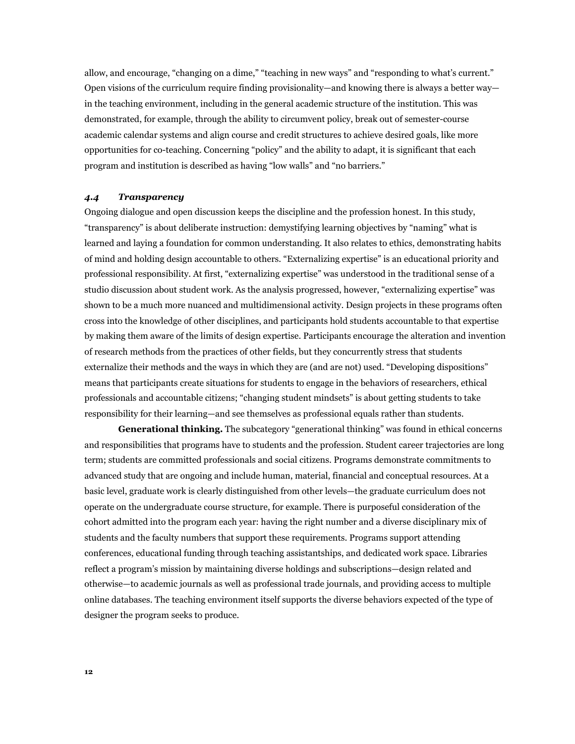allow, and encourage, "changing on a dime," "teaching in new ways" and "responding to what's current." Open visions of the curriculum require finding provisionality—and knowing there is always a better way—in the teaching environment, including in the general academic structure of the institution. This was demonstrated, for example, through the ability to circumvent policy, break out of semester-course academic calendar systems and align course and credit structures to achieve desired goals, like more opportunities for co-teaching. Concerning "policy" and the ability to adapt, it is significant that each program and institution is described as having "low walls" and "no barriers."

### *4.4 Transparency*

Ongoing dialogue and open discussion keeps the discipline and the profession honest. In this study, "transparency" is about deliberate instruction: demystifying learning objectives by "naming" what is learned and laying a foundation for common understanding. It also relates to ethics, demonstrating habits of mind and holding design accountable to others. "Externalizing expertise" is an educational priority and professional responsibility. At first, "externalizing expertise" was understood in the traditional sense of a studio discussion about student work. As the analysis progressed, however, "externalizing expertise" was shown to be a much more nuanced and multidimensional activity. Design projects in these programs often cross into the knowledge of other disciplines, and participants hold students accountable to that expertise by making them aware of the limits of design expertise. Participants encourage the alteration and invention of research methods from the practices of other fields, but they concurrently stress that students externalize their methods and the ways in which they are (and are not) used. "Developing dispositions" means that participants create situations for students to engage in the behaviors of researchers, ethical professionals and accountable citizens; "changing student mindsets" is about getting students to take responsibility for their learning—and see themselves as professional equals rather than students.

**Generational thinking.** The subcategory "generational thinking" was found in ethical concerns and responsibilities that programs have to students and the profession. Student career trajectories are long term; students are committed professionals and social citizens. Programs demonstrate commitments to advanced study that are ongoing and include human, material, financial and conceptual resources. At a basic level, graduate work is clearly distinguished from other levels—the graduate curriculum does not operate on the undergraduate course structure, for example. There is purposeful consideration of the cohort admitted into the program each year: having the right number and a diverse disciplinary mix of students and the faculty numbers that support these requirements. Programs support attending conferences, educational funding through teaching assistantships, and dedicated work space. Libraries reflect a program's mission by maintaining diverse holdings and subscriptions—design related and otherwise—to academic journals as well as professional trade journals, and providing access to multiple online databases. The teaching environment itself supports the diverse behaviors expected of the type of designer the program seeks to produce.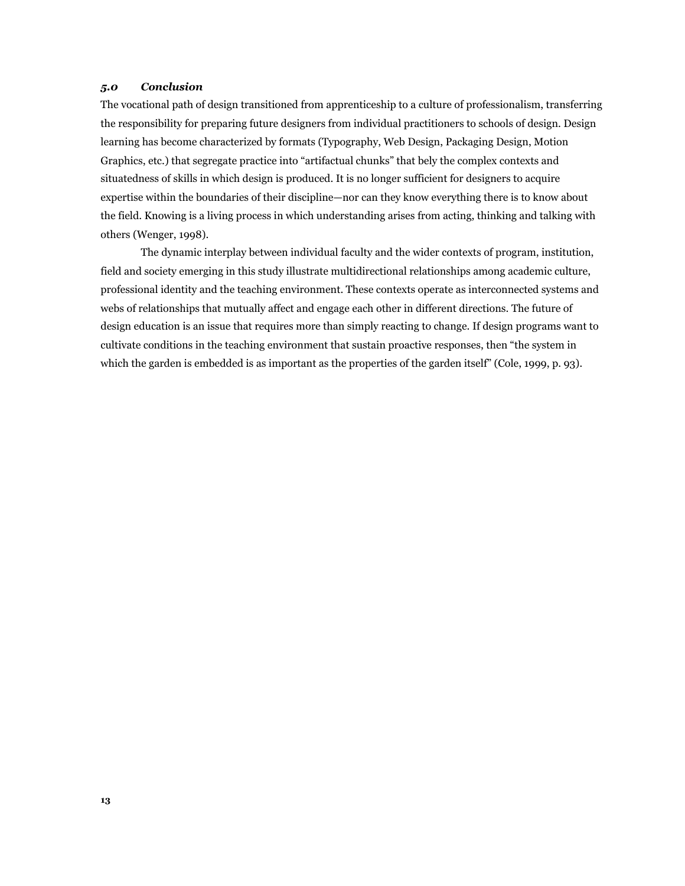## *5.0 Conclusion*

The vocational path of design transitioned from apprenticeship to a culture of professionalism, transferring the responsibility for preparing future designers from individual practitioners to schools of design. Design learning has become characterized by formats (Typography, Web Design, Packaging Design, Motion Graphics, etc.) that segregate practice into "artifactual chunks" that bely the complex contexts and situatedness of skills in which design is produced. It is no longer sufficient for designers to acquire expertise within the boundaries of their discipline—nor can they know everything there is to know about the field. Knowing is a living process in which understanding arises from acting, thinking and talking with others (Wenger, 1998).

The dynamic interplay between individual faculty and the wider contexts of program, institution, field and society emerging in this study illustrate multidirectional relationships among academic culture, professional identity and the teaching environment. These contexts operate as interconnected systems and webs of relationships that mutually affect and engage each other in different directions. The future of design education is an issue that requires more than simply reacting to change. If design programs want to cultivate conditions in the teaching environment that sustain proactive responses, then "the system in which the garden is embedded is as important as the properties of the garden itself" (Cole, 1999, p. 93).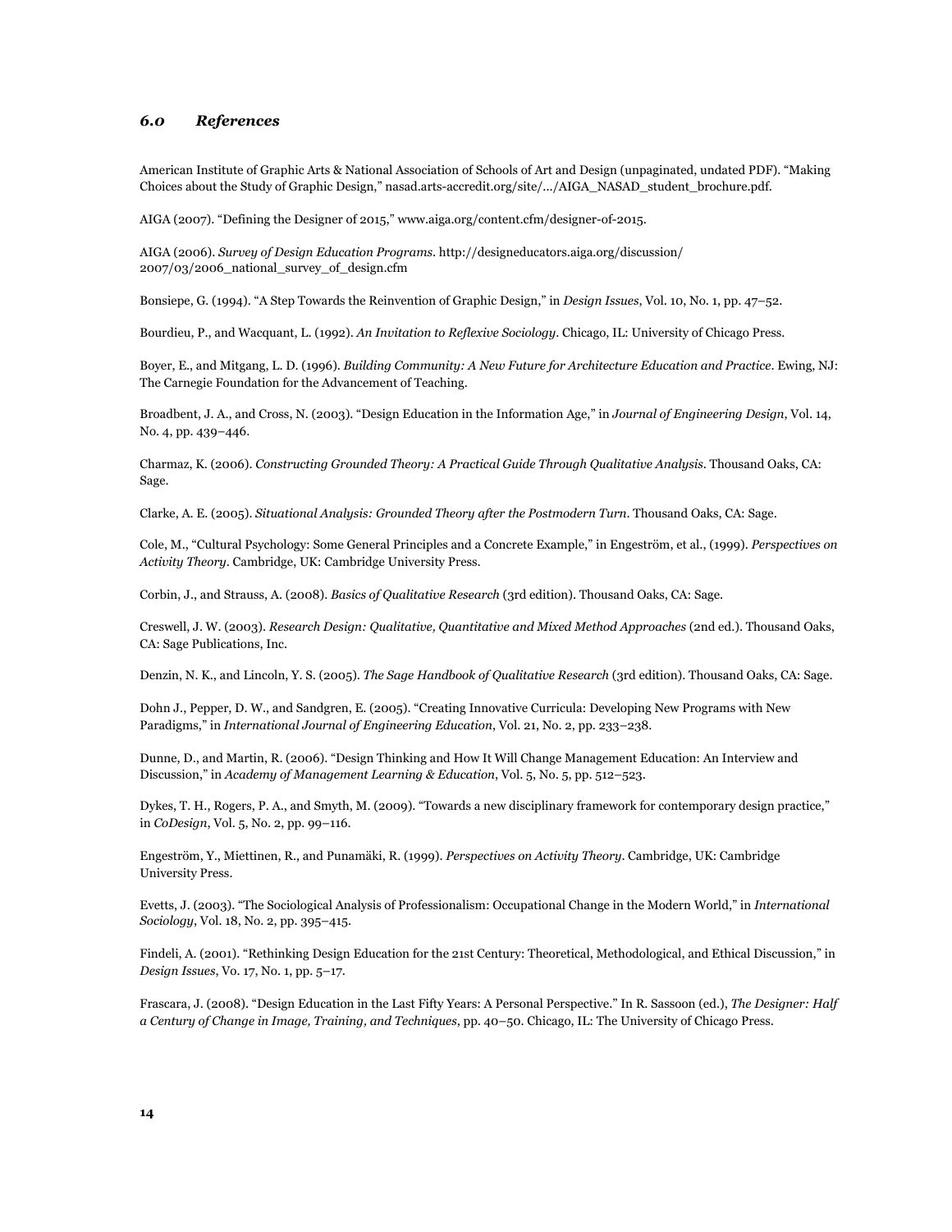## 6.0 References

American Institute of Graphic Arts & National Association of Schools of Art and Design (unpaginated, undated PDF). "Making Choices about the Study of Graphic Design," nasad.arts-accredit.org/site/.../AIGA_NASAD_student_brochure.pdf.

AIGA (2007). "Defining the Designer of 2015," www.aiga.org/content.cfm/designer-of-2015.

AIGA (2006). *Survey of Design Education Programs*. http://designeducators.aiga.org/discussion/2007/03/2006_national_survey_of_design.cfm

Bonsiepe, G. (1994). "A Step Towards the Reinvention of Graphic Design," in *Design Issues*, Vol. 10, No. 1, pp. 47–52.

Bourdieu, P., and Wacquant, L. (1992). *An Invitation to Reflexive Sociology*. Chicago, IL: University of Chicago Press.

Boyer, E., and Mitgang, L. D. (1996). *Building Community: A New Future for Architecture Education and Practice*. Ewing, NJ: The Carnegie Foundation for the Advancement of Teaching.

Broadbent, J. A., and Cross, N. (2003). "Design Education in the Information Age," in *Journal of Engineering Design*, Vol. 14, No. 4, pp. 439–446.

Charmaz, K. (2006). *Constructing Grounded Theory: A Practical Guide Through Qualitative Analysis*. Thousand Oaks, CA: Sage.

Clarke, A. E. (2005). *Situational Analysis: Grounded Theory after the Postmodern Turn*. Thousand Oaks, CA: Sage.

Cole, M., "Cultural Psychology: Some General Principles and a Concrete Example," in Engeström, et al., (1999). *Perspectives on Activity Theory*. Cambridge, UK: Cambridge University Press.

Corbin, J., and Strauss, A. (2008). *Basics of Qualitative Research* (3rd edition). Thousand Oaks, CA: Sage.

Creswell, J. W. (2003). *Research Design: Qualitative, Quantitative and Mixed Method Approaches* (2nd ed.). Thousand Oaks, CA: Sage Publications, Inc.

Denzin, N. K., and Lincoln, Y. S. (2005). *The Sage Handbook of Qualitative Research* (3rd edition). Thousand Oaks, CA: Sage.

Dohn J., Pepper, D. W., and Sandgren, E. (2005). "Creating Innovative Curricula: Developing New Programs with New Paradigms," in *International Journal of Engineering Education*, Vol. 21, No. 2, pp. 233–238.

Dunne, D., and Martin, R. (2006). "Design Thinking and How It Will Change Management Education: An Interview and Discussion," in *Academy of Management Learning & Education*, Vol. 5, No. 5, pp. 512–523.

Dykes, T. H., Rogers, P. A., and Smyth, M. (2009). "Towards a new disciplinary framework for contemporary design practice," in *CoDesign*, Vol. 5, No. 2, pp. 99–116.

Engeström, Y., Miettinen, R., and Punamäki, R. (1999). *Perspectives on Activity Theory*. Cambridge, UK: Cambridge University Press.

Evetts, J. (2003). "The Sociological Analysis of Professionalism: Occupational Change in the Modern World," in *International Sociology*, Vol. 18, No. 2, pp. 395–415.

Findeli, A. (2001). "Rethinking Design Education for the 21st Century: Theoretical, Methodological, and Ethical Discussion," in *Design Issues*, Vo. 17, No. 1, pp. 5–17.

Frascara, J. (2008). "Design Education in the Last Fifty Years: A Personal Perspective." In R. Sassoon (ed.), *The Designer: Half a Century of Change in Image, Training, and Techniques*, pp. 40–50. Chicago, IL: The University of Chicago Press.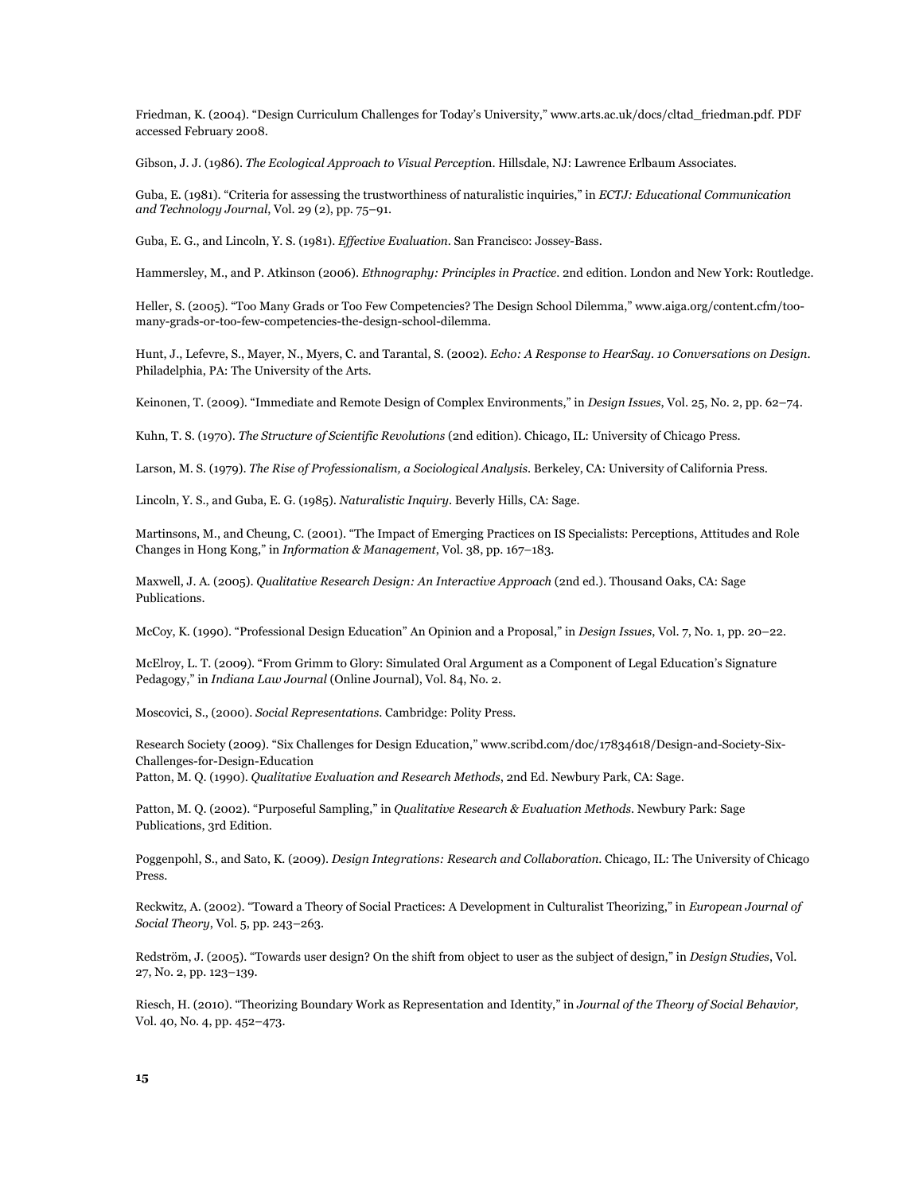Friedman, K. (2004). "Design Curriculum Challenges for Today's University," www.arts.ac.uk/docs/cltad_friedman.pdf. PDF accessed February 2008.

Gibson, J. J. (1986). *The Ecological Approach to Visual Perceptio*n. Hillsdale, NJ: Lawrence Erlbaum Associates.

Guba, E. (1981). "Criteria for assessing the trustworthiness of naturalistic inquiries," in *ECTJ: Educational Communication and Technology Journal*, Vol. 29 (2), pp. 75–91.

Guba, E. G., and Lincoln, Y. S. (1981). *Effective Evaluation*. San Francisco: Jossey-Bass.

Hammersley, M., and P. Atkinson (2006). *Ethnography: Principles in Practice*. 2nd edition. London and New York: Routledge.

Heller, S. (2005). "Too Many Grads or Too Few Competencies? The Design School Dilemma," www.aiga.org/content.cfm/too-many-grads-or-too-few-competencies-the-design-school-dilemma.

Hunt, J., Lefevre, S., Mayer, N., Myers, C. and Tarantal, S. (2002). *Echo: A Response to HearSay. 10 Conversations on Design*. Philadelphia, PA: The University of the Arts.

Keinonen, T. (2009). "Immediate and Remote Design of Complex Environments," in *Design Issues*, Vol. 25, No. 2, pp. 62–74.

Kuhn, T. S. (1970). *The Structure of Scientific Revolutions* (2nd edition). Chicago, IL: University of Chicago Press.

Larson, M. S. (1979). *The Rise of Professionalism, a Sociological Analysis*. Berkeley, CA: University of California Press.

Lincoln, Y. S., and Guba, E. G. (1985). *Naturalistic Inquiry*. Beverly Hills, CA: Sage.

Martinsons, M., and Cheung, C. (2001). "The Impact of Emerging Practices on IS Specialists: Perceptions, Attitudes and Role Changes in Hong Kong," in *Information & Management*, Vol. 38, pp. 167–183.

Maxwell, J. A. (2005). *Qualitative Research Design: An Interactive Approach* (2nd ed.). Thousand Oaks, CA: Sage Publications.

McCoy, K. (1990). "Professional Design Education" An Opinion and a Proposal," in *Design Issues*, Vol. 7, No. 1, pp. 20–22.

McElroy, L. T. (2009). "From Grimm to Glory: Simulated Oral Argument as a Component of Legal Education's Signature Pedagogy," in *Indiana Law Journal* (Online Journal), Vol. 84, No. 2.

Moscovici, S., (2000). *Social Representations*. Cambridge: Polity Press.

Research Society (2009). "Six Challenges for Design Education," www.scribd.com/doc/17834618/Design-and-Society-Six-Challenges-for-Design-Education
Patton, M. Q. (1990). *Qualitative Evaluation and Research Methods*, 2nd Ed. Newbury Park, CA: Sage.

Patton, M. Q. (2002). "Purposeful Sampling," in *Qualitative Research & Evaluation Methods*. Newbury Park: Sage Publications, 3rd Edition.

Poggenpohl, S., and Sato, K. (2009). *Design Integrations: Research and Collaboration*. Chicago, IL: The University of Chicago Press.

Reckwitz, A. (2002). "Toward a Theory of Social Practices: A Development in Culturalist Theorizing," in *European Journal of Social Theory*, Vol. 5, pp. 243–263.

Redström, J. (2005). "Towards user design? On the shift from object to user as the subject of design," in *Design Studies*, Vol. 27, No. 2, pp. 123–139.

Riesch, H. (2010). "Theorizing Boundary Work as Representation and Identity," in *Journal of the Theory of Social Behavior,* Vol. 40, No. 4, pp. 452–473.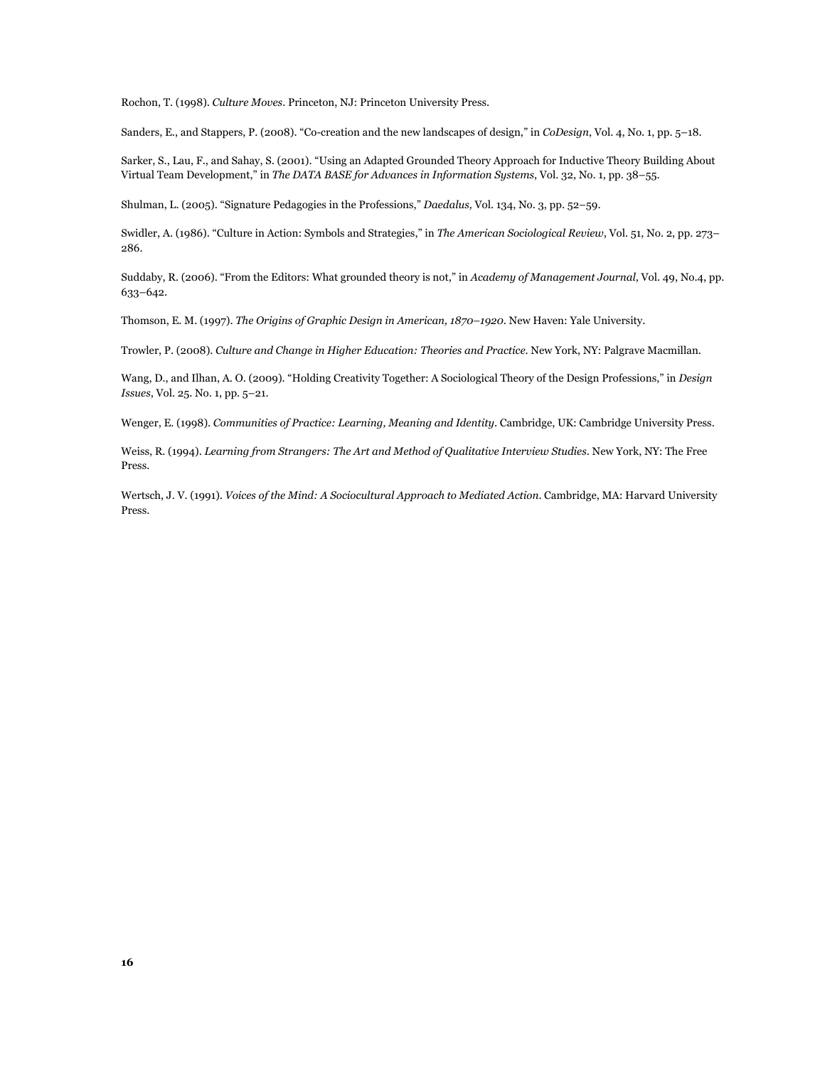Rochon, T. (1998). *Culture Moves*. Princeton, NJ: Princeton University Press.

Sanders, E., and Stappers, P. (2008). "Co-creation and the new landscapes of design," in *CoDesign*, Vol. 4, No. 1, pp. 5–18.

Sarker, S., Lau, F., and Sahay, S. (2001). "Using an Adapted Grounded Theory Approach for Inductive Theory Building About Virtual Team Development," in *The DATA BASE for Advances in Information Systems*, Vol. 32, No. 1, pp. 38–55.

Shulman, L. (2005). "Signature Pedagogies in the Professions," *Daedalus,* Vol. 134, No. 3, pp. 52–59.

Swidler, A. (1986). "Culture in Action: Symbols and Strategies," in *The American Sociological Review*, Vol. 51, No. 2, pp. 273–286.

Suddaby, R. (2006). "From the Editors: What grounded theory is not," in *Academy of Management Journal*, Vol. 49, No.4, pp. 633–642.

Thomson, E. M. (1997). *The Origins of Graphic Design in American, 1870–1920*. New Haven: Yale University.

Trowler, P. (2008). *Culture and Change in Higher Education: Theories and Practice*. New York, NY: Palgrave Macmillan.

Wang, D., and Ilhan, A. O. (2009). "Holding Creativity Together: A Sociological Theory of the Design Professions," in *Design Issues*, Vol. 25. No. 1, pp. 5–21.

Wenger, E. (1998). *Communities of Practice: Learning, Meaning and Identity*. Cambridge, UK: Cambridge University Press.

Weiss, R. (1994). *Learning from Strangers: The Art and Method of Qualitative Interview Studies*. New York, NY: The Free Press.

Wertsch, J. V. (1991). *Voices of the Mind: A Sociocultural Approach to Mediated Action*. Cambridge, MA: Harvard University Press.